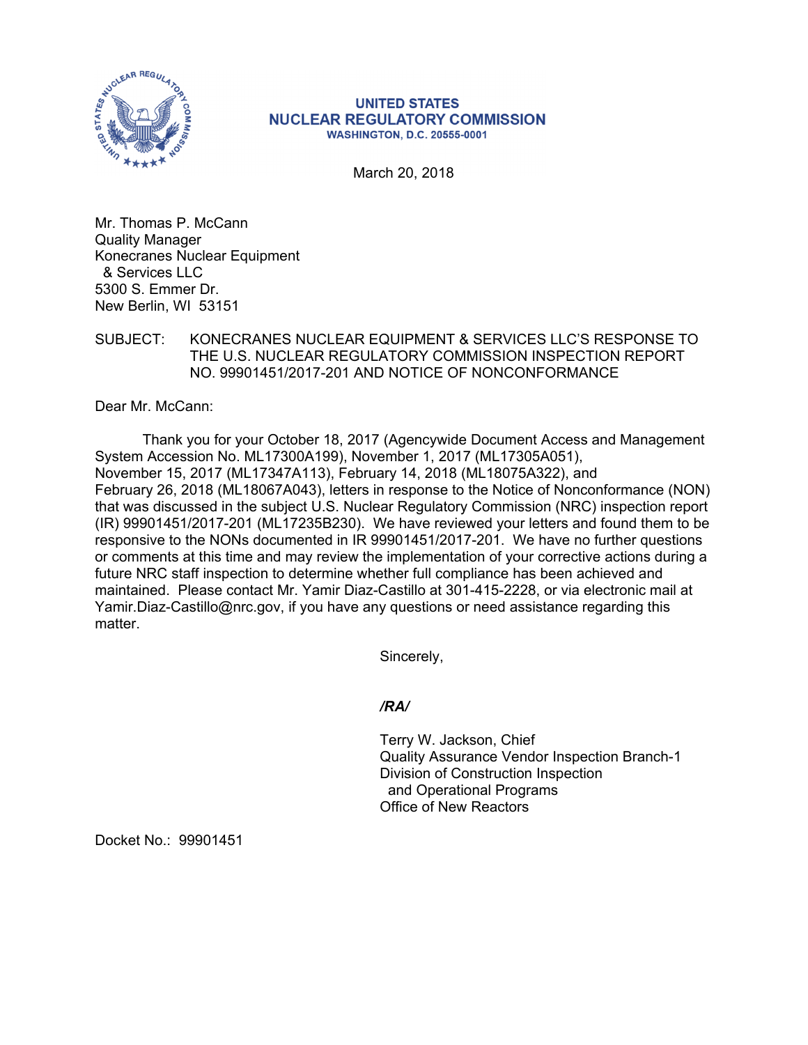**UNITED STATES**
**NUCLEAR REGULATORY COMMISSION**
**WASHINGTON, D.C. 20555-0001**

March 20, 2018

Mr. Thomas P. McCann
Quality Manager
Konecranes Nuclear Equipment
& Services LLC
5300 S. Emmer Dr.
New Berlin, WI 53151

SUBJECT: KONECRANES NUCLEAR EQUIPMENT & SERVICES LLC'S RESPONSE TO THE U.S. NUCLEAR REGULATORY COMMISSION INSPECTION REPORT NO. 99901451/2017-201 AND NOTICE OF NONCONFORMANCE

Dear Mr. McCann:

Thank you for your October 18, 2017 (Agencywide Document Access and Management System Accession No. ML17300A199), November 1, 2017 (ML17305A051), November 15, 2017 (ML17347A113), February 14, 2018 (ML18075A322), and February 26, 2018 (ML18067A043), letters in response to the Notice of Nonconformance (NON) that was discussed in the subject U.S. Nuclear Regulatory Commission (NRC) inspection report (IR) 99901451/2017-201 (ML17235B230). We have reviewed your letters and found them to be responsive to the NONs documented in IR 99901451/2017-201. We have no further questions or comments at this time and may review the implementation of your corrective actions during a future NRC staff inspection to determine whether full compliance has been achieved and maintained. Please contact Mr. Yamir Diaz-Castillo at 301-415-2228, or via electronic mail at Yamir.Diaz-Castillo@nrc.gov, if you have any questions or need assistance regarding this matter.

Sincerely,

*/RA/*

Terry W. Jackson, Chief
Quality Assurance Vendor Inspection Branch-1
Division of Construction Inspection
and Operational Programs
Office of New Reactors

Docket No.: 99901451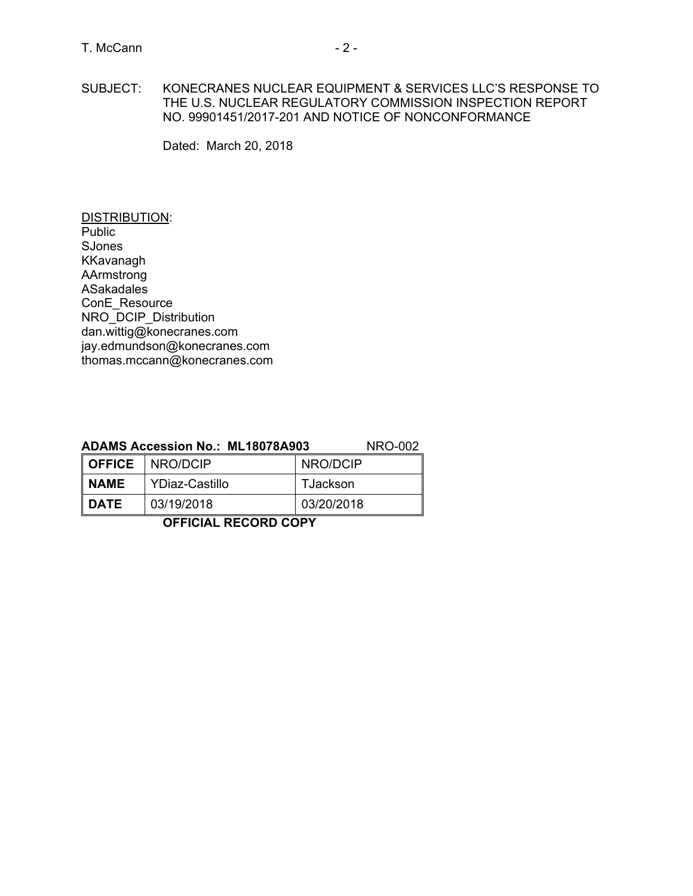SUBJECT: KONECRANES NUCLEAR EQUIPMENT & SERVICES LLC'S RESPONSE TO THE U.S. NUCLEAR REGULATORY COMMISSION INSPECTION REPORT NO. 99901451/2017-201 AND NOTICE OF NONCONFORMANCE

Dated: March 20, 2018

DISTRIBUTION:
Public
SJones
KKavanagh
AArmstrong
ASakadales
ConE_Resource
NRO_DCIP_Distribution
dan.wittig@konecranes.com
jay.edmundson@konecranes.com
thomas.mccann@konecranes.com

**ADAMS Accession No.: ML18078A903** NRO-002

| | | |
|---|---|---|
| **OFFICE** | NRO/DCIP | NRO/DCIP |
| **NAME** | YDiaz-Castillo | TJackson |
| **DATE** | 03/19/2018 | 03/20/2018 |

**OFFICIAL RECORD COPY**